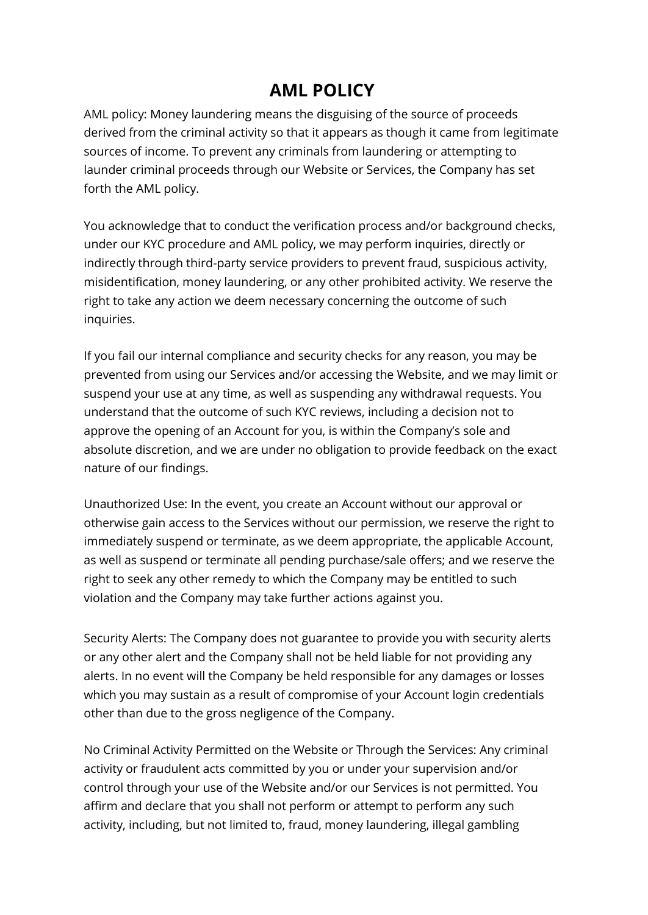# AML POLICY

AML policy: Money laundering means the disguising of the source of proceeds derived from the criminal activity so that it appears as though it came from legitimate sources of income. To prevent any criminals from laundering or attempting to launder criminal proceeds through our Website or Services, the Company has set forth the AML policy.

You acknowledge that to conduct the verification process and/or background checks, under our KYC procedure and AML policy, we may perform inquiries, directly or indirectly through third-party service providers to prevent fraud, suspicious activity, misidentification, money laundering, or any other prohibited activity. We reserve the right to take any action we deem necessary concerning the outcome of such inquiries.

If you fail our internal compliance and security checks for any reason, you may be prevented from using our Services and/or accessing the Website, and we may limit or suspend your use at any time, as well as suspending any withdrawal requests. You understand that the outcome of such KYC reviews, including a decision not to approve the opening of an Account for you, is within the Company's sole and absolute discretion, and we are under no obligation to provide feedback on the exact nature of our findings.

Unauthorized Use: In the event, you create an Account without our approval or otherwise gain access to the Services without our permission, we reserve the right to immediately suspend or terminate, as we deem appropriate, the applicable Account, as well as suspend or terminate all pending purchase/sale offers; and we reserve the right to seek any other remedy to which the Company may be entitled to such violation and the Company may take further actions against you.

Security Alerts: The Company does not guarantee to provide you with security alerts or any other alert and the Company shall not be held liable for not providing any alerts. In no event will the Company be held responsible for any damages or losses which you may sustain as a result of compromise of your Account login credentials other than due to the gross negligence of the Company.

No Criminal Activity Permitted on the Website or Through the Services: Any criminal activity or fraudulent acts committed by you or under your supervision and/or control through your use of the Website and/or our Services is not permitted. You affirm and declare that you shall not perform or attempt to perform any such activity, including, but not limited to, fraud, money laundering, illegal gambling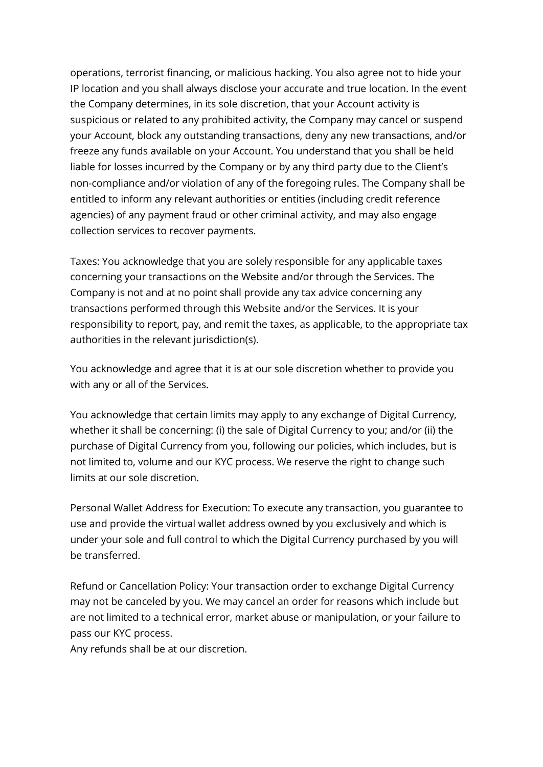operations, terrorist financing, or malicious hacking. You also agree not to hide your IP location and you shall always disclose your accurate and true location. In the event the Company determines, in its sole discretion, that your Account activity is suspicious or related to any prohibited activity, the Company may cancel or suspend your Account, block any outstanding transactions, deny any new transactions, and/or freeze any funds available on your Account. You understand that you shall be held liable for losses incurred by the Company or by any third party due to the Client's non-compliance and/or violation of any of the foregoing rules. The Company shall be entitled to inform any relevant authorities or entities (including credit reference agencies) of any payment fraud or other criminal activity, and may also engage collection services to recover payments.

Taxes: You acknowledge that you are solely responsible for any applicable taxes concerning your transactions on the Website and/or through the Services. The Company is not and at no point shall provide any tax advice concerning any transactions performed through this Website and/or the Services. It is your responsibility to report, pay, and remit the taxes, as applicable, to the appropriate tax authorities in the relevant jurisdiction(s).

You acknowledge and agree that it is at our sole discretion whether to provide you with any or all of the Services.

You acknowledge that certain limits may apply to any exchange of Digital Currency, whether it shall be concerning: (i) the sale of Digital Currency to you; and/or (ii) the purchase of Digital Currency from you, following our policies, which includes, but is not limited to, volume and our KYC process. We reserve the right to change such limits at our sole discretion.

Personal Wallet Address for Execution: To execute any transaction, you guarantee to use and provide the virtual wallet address owned by you exclusively and which is under your sole and full control to which the Digital Currency purchased by you will be transferred.

Refund or Cancellation Policy: Your transaction order to exchange Digital Currency may not be canceled by you. We may cancel an order for reasons which include but are not limited to a technical error, market abuse or manipulation, or your failure to pass our KYC process.
Any refunds shall be at our discretion.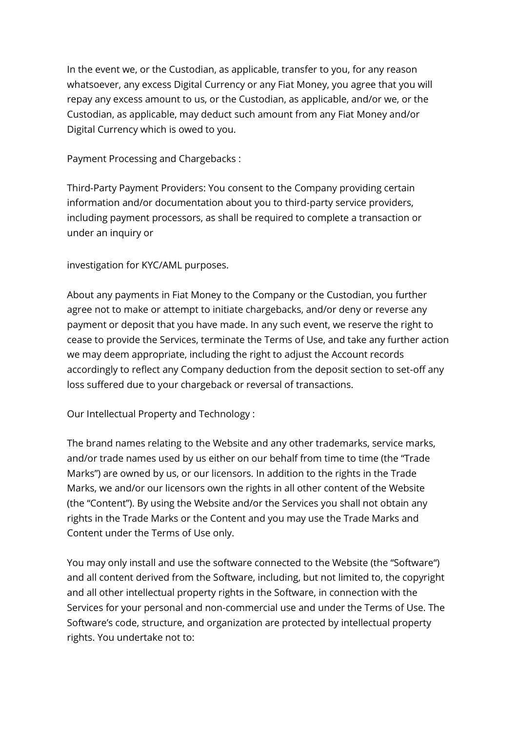In the event we, or the Custodian, as applicable, transfer to you, for any reason whatsoever, any excess Digital Currency or any Fiat Money, you agree that you will repay any excess amount to us, or the Custodian, as applicable, and/or we, or the Custodian, as applicable, may deduct such amount from any Fiat Money and/or Digital Currency which is owed to you.

Payment Processing and Chargebacks :

Third-Party Payment Providers: You consent to the Company providing certain information and/or documentation about you to third-party service providers, including payment processors, as shall be required to complete a transaction or under an inquiry or

investigation for KYC/AML purposes.

About any payments in Fiat Money to the Company or the Custodian, you further agree not to make or attempt to initiate chargebacks, and/or deny or reverse any payment or deposit that you have made. In any such event, we reserve the right to cease to provide the Services, terminate the Terms of Use, and take any further action we may deem appropriate, including the right to adjust the Account records accordingly to reflect any Company deduction from the deposit section to set-off any loss suffered due to your chargeback or reversal of transactions.

Our Intellectual Property and Technology :

The brand names relating to the Website and any other trademarks, service marks, and/or trade names used by us either on our behalf from time to time (the "Trade Marks") are owned by us, or our licensors. In addition to the rights in the Trade Marks, we and/or our licensors own the rights in all other content of the Website (the "Content"). By using the Website and/or the Services you shall not obtain any rights in the Trade Marks or the Content and you may use the Trade Marks and Content under the Terms of Use only.

You may only install and use the software connected to the Website (the "Software") and all content derived from the Software, including, but not limited to, the copyright and all other intellectual property rights in the Software, in connection with the Services for your personal and non-commercial use and under the Terms of Use. The Software's code, structure, and organization are protected by intellectual property rights. You undertake not to: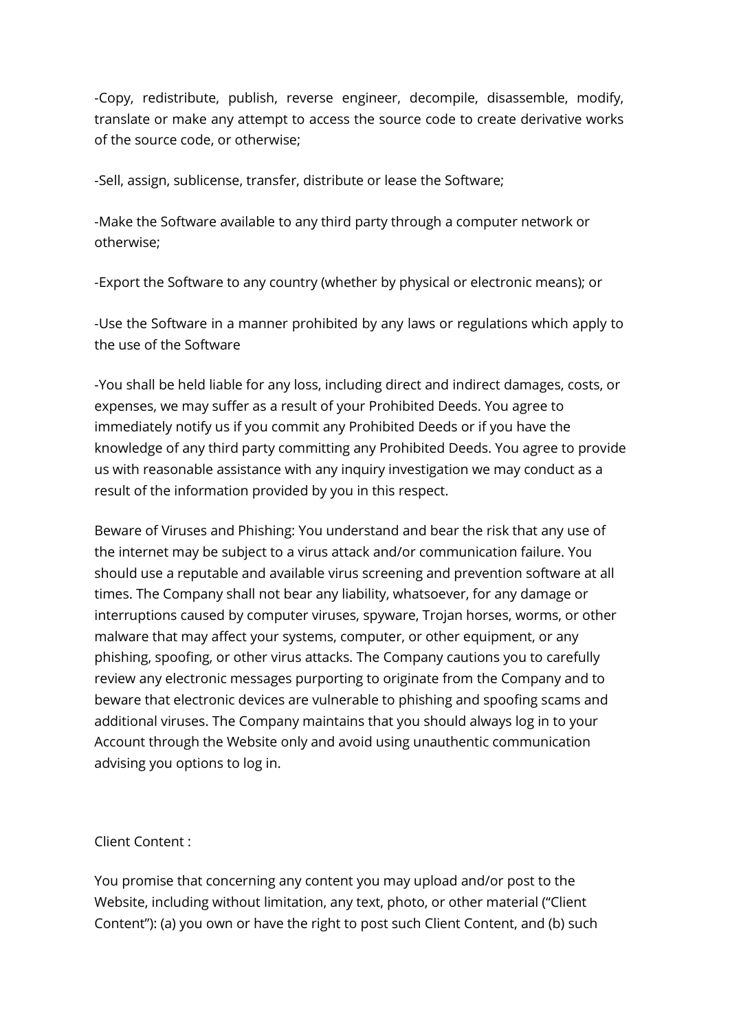-Copy, redistribute, publish, reverse engineer, decompile, disassemble, modify, translate or make any attempt to access the source code to create derivative works of the source code, or otherwise;

-Sell, assign, sublicense, transfer, distribute or lease the Software;

-Make the Software available to any third party through a computer network or otherwise;

-Export the Software to any country (whether by physical or electronic means); or

-Use the Software in a manner prohibited by any laws or regulations which apply to the use of the Software

-You shall be held liable for any loss, including direct and indirect damages, costs, or expenses, we may suffer as a result of your Prohibited Deeds. You agree to immediately notify us if you commit any Prohibited Deeds or if you have the knowledge of any third party committing any Prohibited Deeds. You agree to provide us with reasonable assistance with any inquiry investigation we may conduct as a result of the information provided by you in this respect.

Beware of Viruses and Phishing: You understand and bear the risk that any use of the internet may be subject to a virus attack and/or communication failure. You should use a reputable and available virus screening and prevention software at all times. The Company shall not bear any liability, whatsoever, for any damage or interruptions caused by computer viruses, spyware, Trojan horses, worms, or other malware that may affect your systems, computer, or other equipment, or any phishing, spoofing, or other virus attacks. The Company cautions you to carefully review any electronic messages purporting to originate from the Company and to beware that electronic devices are vulnerable to phishing and spoofing scams and additional viruses. The Company maintains that you should always log in to your Account through the Website only and avoid using unauthentic communication advising you options to log in.

Client Content :

You promise that concerning any content you may upload and/or post to the Website, including without limitation, any text, photo, or other material ("Client Content"): (a) you own or have the right to post such Client Content, and (b) such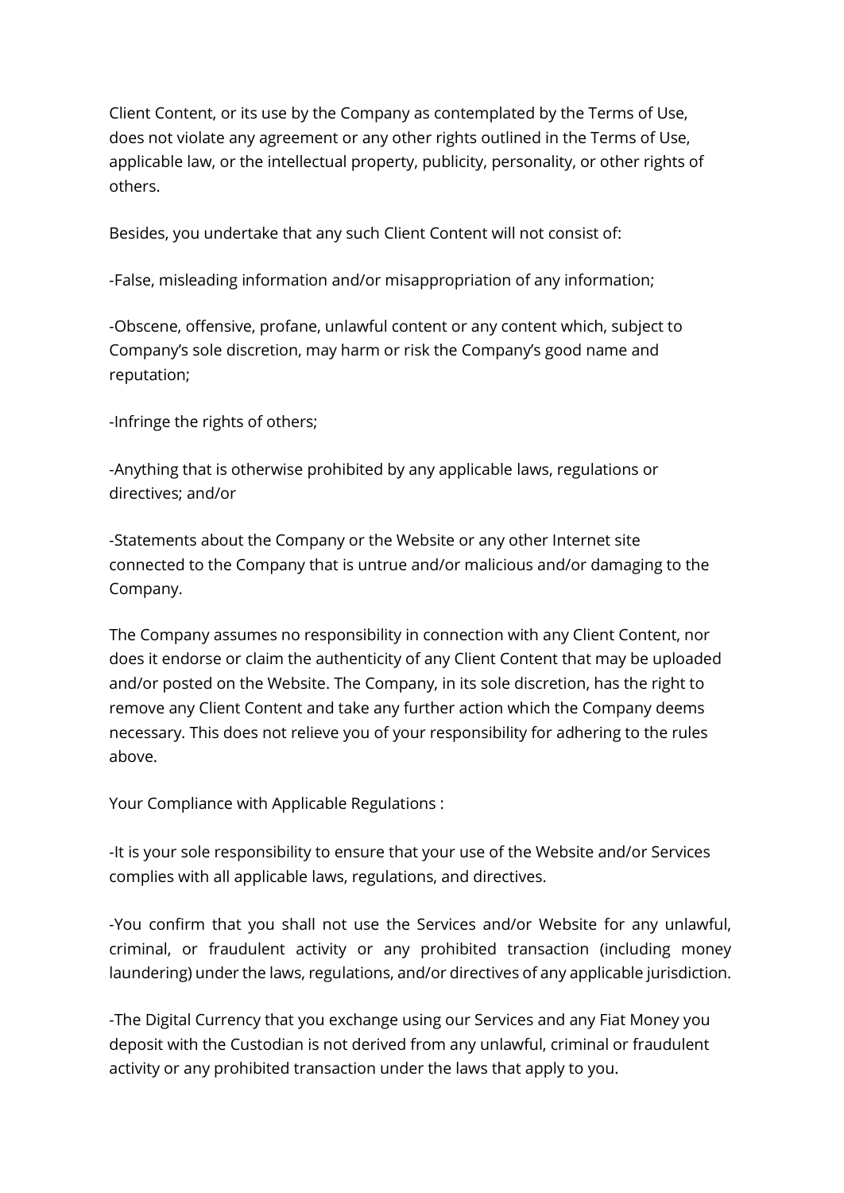Client Content, or its use by the Company as contemplated by the Terms of Use, does not violate any agreement or any other rights outlined in the Terms of Use, applicable law, or the intellectual property, publicity, personality, or other rights of others.

Besides, you undertake that any such Client Content will not consist of:

-False, misleading information and/or misappropriation of any information;

-Obscene, offensive, profane, unlawful content or any content which, subject to Company's sole discretion, may harm or risk the Company's good name and reputation;

-Infringe the rights of others;

-Anything that is otherwise prohibited by any applicable laws, regulations or directives; and/or

-Statements about the Company or the Website or any other Internet site connected to the Company that is untrue and/or malicious and/or damaging to the Company.

The Company assumes no responsibility in connection with any Client Content, nor does it endorse or claim the authenticity of any Client Content that may be uploaded and/or posted on the Website. The Company, in its sole discretion, has the right to remove any Client Content and take any further action which the Company deems necessary. This does not relieve you of your responsibility for adhering to the rules above.

Your Compliance with Applicable Regulations :

-It is your sole responsibility to ensure that your use of the Website and/or Services complies with all applicable laws, regulations, and directives.

-You confirm that you shall not use the Services and/or Website for any unlawful, criminal, or fraudulent activity or any prohibited transaction (including money laundering) under the laws, regulations, and/or directives of any applicable jurisdiction.

-The Digital Currency that you exchange using our Services and any Fiat Money you deposit with the Custodian is not derived from any unlawful, criminal or fraudulent activity or any prohibited transaction under the laws that apply to you.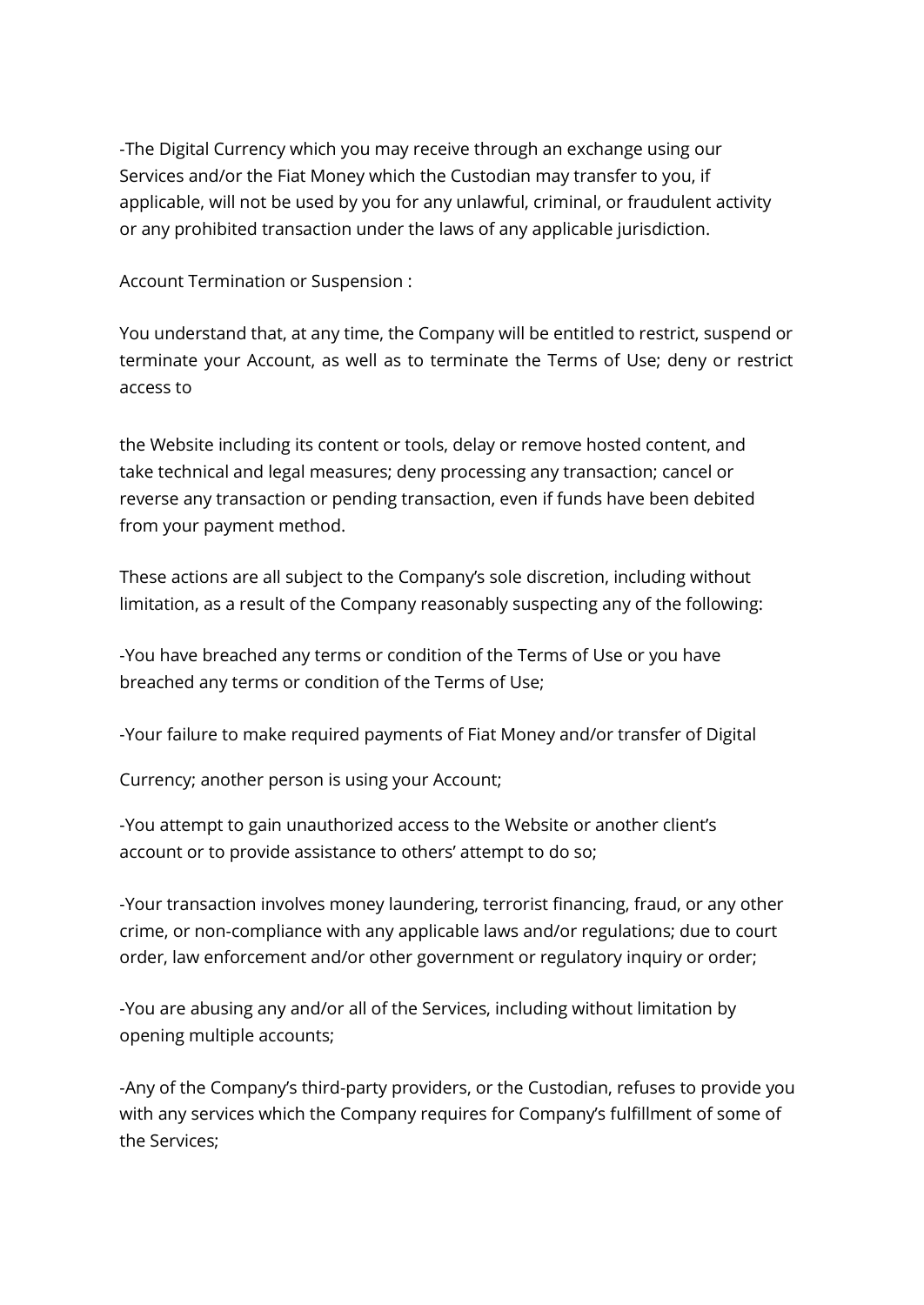-The Digital Currency which you may receive through an exchange using our Services and/or the Fiat Money which the Custodian may transfer to you, if applicable, will not be used by you for any unlawful, criminal, or fraudulent activity or any prohibited transaction under the laws of any applicable jurisdiction.

Account Termination or Suspension :

You understand that, at any time, the Company will be entitled to restrict, suspend or terminate your Account, as well as to terminate the Terms of Use; deny or restrict access to

the Website including its content or tools, delay or remove hosted content, and take technical and legal measures; deny processing any transaction; cancel or reverse any transaction or pending transaction, even if funds have been debited from your payment method.

These actions are all subject to the Company's sole discretion, including without limitation, as a result of the Company reasonably suspecting any of the following:

-You have breached any terms or condition of the Terms of Use or you have breached any terms or condition of the Terms of Use;

-Your failure to make required payments of Fiat Money and/or transfer of Digital

Currency; another person is using your Account;

-You attempt to gain unauthorized access to the Website or another client's account or to provide assistance to others' attempt to do so;

-Your transaction involves money laundering, terrorist financing, fraud, or any other crime, or non-compliance with any applicable laws and/or regulations; due to court order, law enforcement and/or other government or regulatory inquiry or order;

-You are abusing any and/or all of the Services, including without limitation by opening multiple accounts;

-Any of the Company's third-party providers, or the Custodian, refuses to provide you with any services which the Company requires for Company's fulfillment of some of the Services;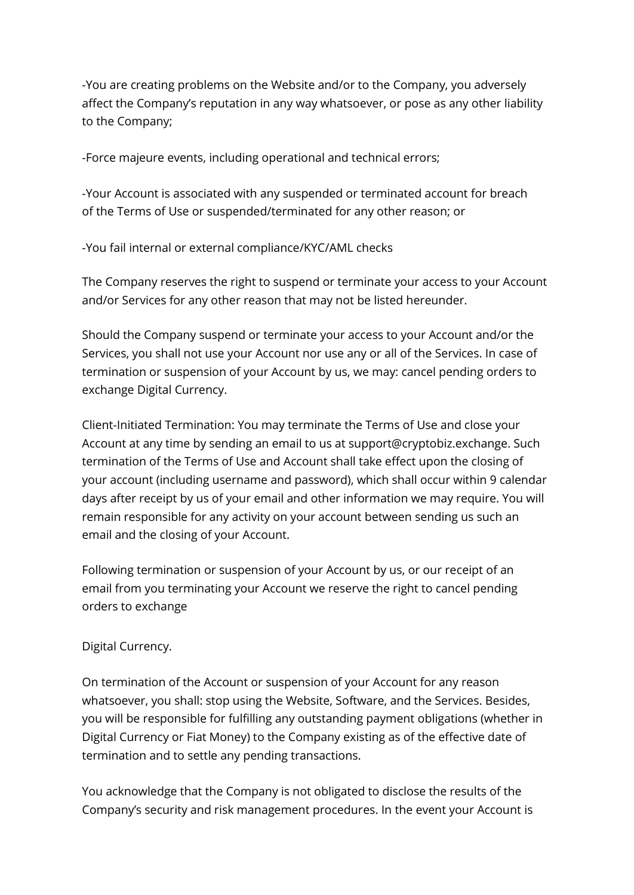-You are creating problems on the Website and/or to the Company, you adversely affect the Company's reputation in any way whatsoever, or pose as any other liability to the Company;

-Force majeure events, including operational and technical errors;

-Your Account is associated with any suspended or terminated account for breach of the Terms of Use or suspended/terminated for any other reason; or

-You fail internal or external compliance/KYC/AML checks

The Company reserves the right to suspend or terminate your access to your Account and/or Services for any other reason that may not be listed hereunder.

Should the Company suspend or terminate your access to your Account and/or the Services, you shall not use your Account nor use any or all of the Services. In case of termination or suspension of your Account by us, we may: cancel pending orders to exchange Digital Currency.

Client-Initiated Termination: You may terminate the Terms of Use and close your Account at any time by sending an email to us at support@cryptobiz.exchange. Such termination of the Terms of Use and Account shall take effect upon the closing of your account (including username and password), which shall occur within 9 calendar days after receipt by us of your email and other information we may require. You will remain responsible for any activity on your account between sending us such an email and the closing of your Account.

Following termination or suspension of your Account by us, or our receipt of an email from you terminating your Account we reserve the right to cancel pending orders to exchange

Digital Currency.

On termination of the Account or suspension of your Account for any reason whatsoever, you shall: stop using the Website, Software, and the Services. Besides, you will be responsible for fulfilling any outstanding payment obligations (whether in Digital Currency or Fiat Money) to the Company existing as of the effective date of termination and to settle any pending transactions.

You acknowledge that the Company is not obligated to disclose the results of the Company's security and risk management procedures. In the event your Account is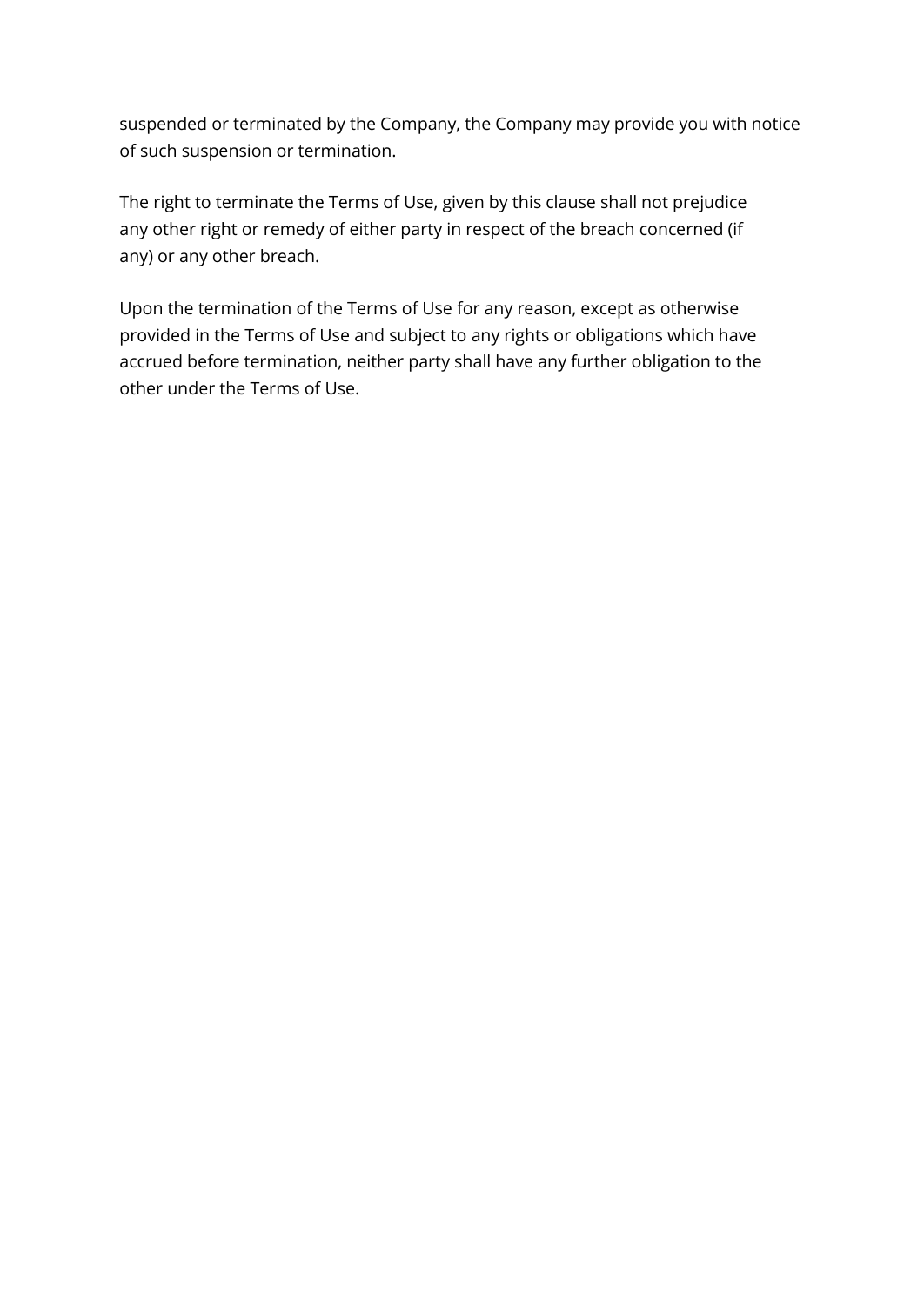suspended or terminated by the Company, the Company may provide you with notice of such suspension or termination.

The right to terminate the Terms of Use, given by this clause shall not prejudice any other right or remedy of either party in respect of the breach concerned (if any) or any other breach.

Upon the termination of the Terms of Use for any reason, except as otherwise provided in the Terms of Use and subject to any rights or obligations which have accrued before termination, neither party shall have any further obligation to the other under the Terms of Use.